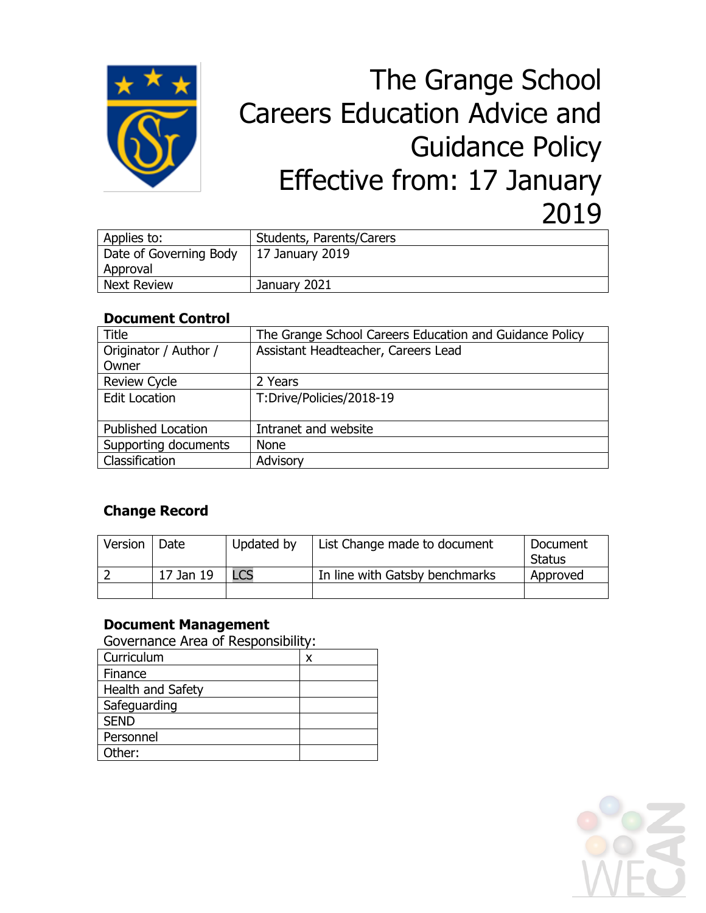# The Grange School Careers Education Advice and Guidance Policy Effective from: 17 January 2019

| Applies to: | Students, Parents/Carers |
|---|---|
| Date of Governing Body Approval | 17 January 2019 |
| Next Review | January 2021 |

### Document Control

| Title | The Grange School Careers Education and Guidance Policy |
|---|---|
| Originator / Author / Owner | Assistant Headteacher, Careers Lead |
| Review Cycle | 2 Years |
| Edit Location | T:Drive/Policies/2018-19 |
| Published Location | Intranet and website |
| Supporting documents | None |
| Classification | Advisory |

### Change Record

| Version | Date | Updated by | List Change made to document | Document Status |
|---|---|---|---|---|
| 2 | 17 Jan 19 | LCS | In line with Gatsby benchmarks | Approved |
| | | | | |

### Document Management

Governance Area of Responsibility:

| Curriculum | x |
|---|---|
| Finance | |
| Health and Safety | |
| Safeguarding | |
| SEND | |
| Personnel | |
| Other: | |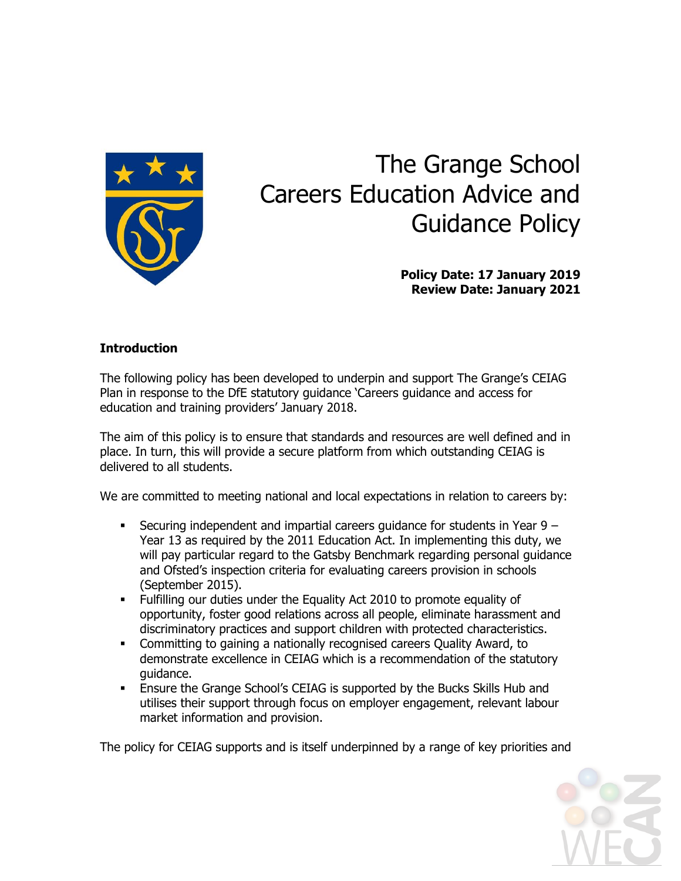# The Grange School Careers Education Advice and Guidance Policy

**Policy Date: 17 January 2019**
**Review Date: January 2021**

**Introduction**

The following policy has been developed to underpin and support The Grange's CEIAG Plan in response to the DfE statutory guidance 'Careers guidance and access for education and training providers' January 2018.

The aim of this policy is to ensure that standards and resources are well defined and in place. In turn, this will provide a secure platform from which outstanding CEIAG is delivered to all students.

We are committed to meeting national and local expectations in relation to careers by:

- Securing independent and impartial careers guidance for students in Year 9 – Year 13 as required by the 2011 Education Act. In implementing this duty, we will pay particular regard to the Gatsby Benchmark regarding personal guidance and Ofsted's inspection criteria for evaluating careers provision in schools (September 2015).
- Fulfilling our duties under the Equality Act 2010 to promote equality of opportunity, foster good relations across all people, eliminate harassment and discriminatory practices and support children with protected characteristics.
- Committing to gaining a nationally recognised careers Quality Award, to demonstrate excellence in CEIAG which is a recommendation of the statutory guidance.
- Ensure the Grange School's CEIAG is supported by the Bucks Skills Hub and utilises their support through focus on employer engagement, relevant labour market information and provision.

The policy for CEIAG supports and is itself underpinned by a range of key priorities and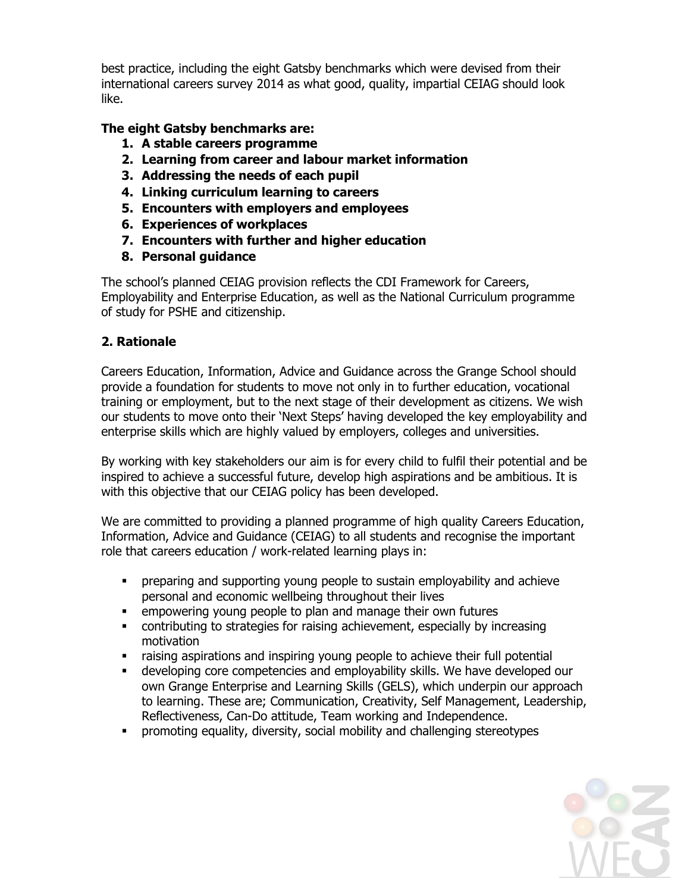best practice, including the eight Gatsby benchmarks which were devised from their international careers survey 2014 as what good, quality, impartial CEIAG should look like.

**The eight Gatsby benchmarks are:**

1. **A stable careers programme**
2. **Learning from career and labour market information**
3. **Addressing the needs of each pupil**
4. **Linking curriculum learning to careers**
5. **Encounters with employers and employees**
6. **Experiences of workplaces**
7. **Encounters with further and higher education**
8. **Personal guidance**

The school's planned CEIAG provision reflects the CDI Framework for Careers, Employability and Enterprise Education, as well as the National Curriculum programme of study for PSHE and citizenship.

## 2. Rationale

Careers Education, Information, Advice and Guidance across the Grange School should provide a foundation for students to move not only in to further education, vocational training or employment, but to the next stage of their development as citizens. We wish our students to move onto their 'Next Steps' having developed the key employability and enterprise skills which are highly valued by employers, colleges and universities.

By working with key stakeholders our aim is for every child to fulfil their potential and be inspired to achieve a successful future, develop high aspirations and be ambitious. It is with this objective that our CEIAG policy has been developed.

We are committed to providing a planned programme of high quality Careers Education, Information, Advice and Guidance (CEIAG) to all students and recognise the important role that careers education / work-related learning plays in:

- preparing and supporting young people to sustain employability and achieve personal and economic wellbeing throughout their lives
- empowering young people to plan and manage their own futures
- contributing to strategies for raising achievement, especially by increasing motivation
- raising aspirations and inspiring young people to achieve their full potential
- developing core competencies and employability skills. We have developed our own Grange Enterprise and Learning Skills (GELS), which underpin our approach to learning. These are; Communication, Creativity, Self Management, Leadership, Reflectiveness, Can-Do attitude, Team working and Independence.
- promoting equality, diversity, social mobility and challenging stereotypes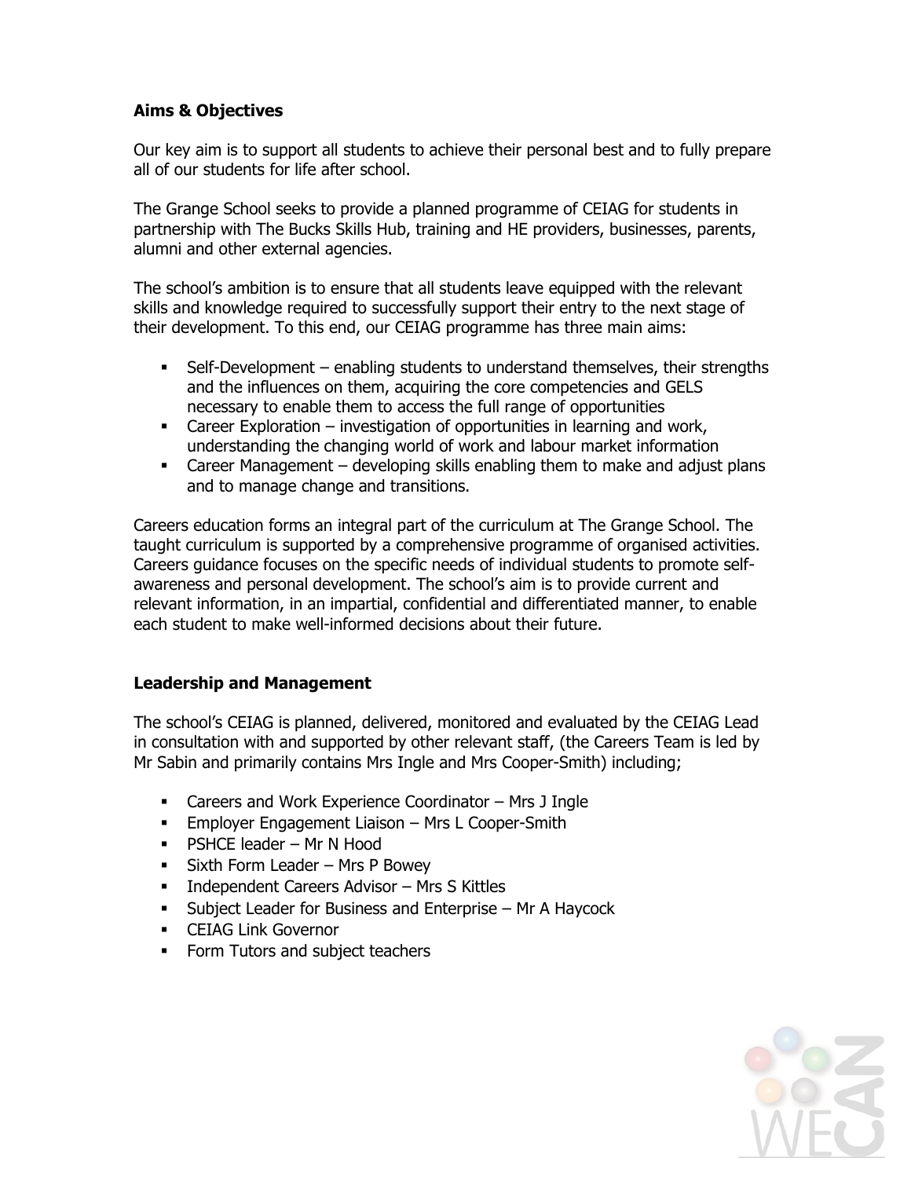## Aims & Objectives

Our key aim is to support all students to achieve their personal best and to fully prepare all of our students for life after school.

The Grange School seeks to provide a planned programme of CEIAG for students in partnership with The Bucks Skills Hub, training and HE providers, businesses, parents, alumni and other external agencies.

The school's ambition is to ensure that all students leave equipped with the relevant skills and knowledge required to successfully support their entry to the next stage of their development. To this end, our CEIAG programme has three main aims:

- Self-Development – enabling students to understand themselves, their strengths and the influences on them, acquiring the core competencies and GELS necessary to enable them to access the full range of opportunities
- Career Exploration – investigation of opportunities in learning and work, understanding the changing world of work and labour market information
- Career Management – developing skills enabling them to make and adjust plans and to manage change and transitions.

Careers education forms an integral part of the curriculum at The Grange School. The taught curriculum is supported by a comprehensive programme of organised activities. Careers guidance focuses on the specific needs of individual students to promote self-awareness and personal development. The school's aim is to provide current and relevant information, in an impartial, confidential and differentiated manner, to enable each student to make well-informed decisions about their future.

## Leadership and Management

The school's CEIAG is planned, delivered, monitored and evaluated by the CEIAG Lead in consultation with and supported by other relevant staff, (the Careers Team is led by Mr Sabin and primarily contains Mrs Ingle and Mrs Cooper-Smith) including;

- Careers and Work Experience Coordinator – Mrs J Ingle
- Employer Engagement Liaison – Mrs L Cooper-Smith
- PSHCE leader – Mr N Hood
- Sixth Form Leader – Mrs P Bowey
- Independent Careers Advisor – Mrs S Kittles
- Subject Leader for Business and Enterprise – Mr A Haycock
- CEIAG Link Governor
- Form Tutors and subject teachers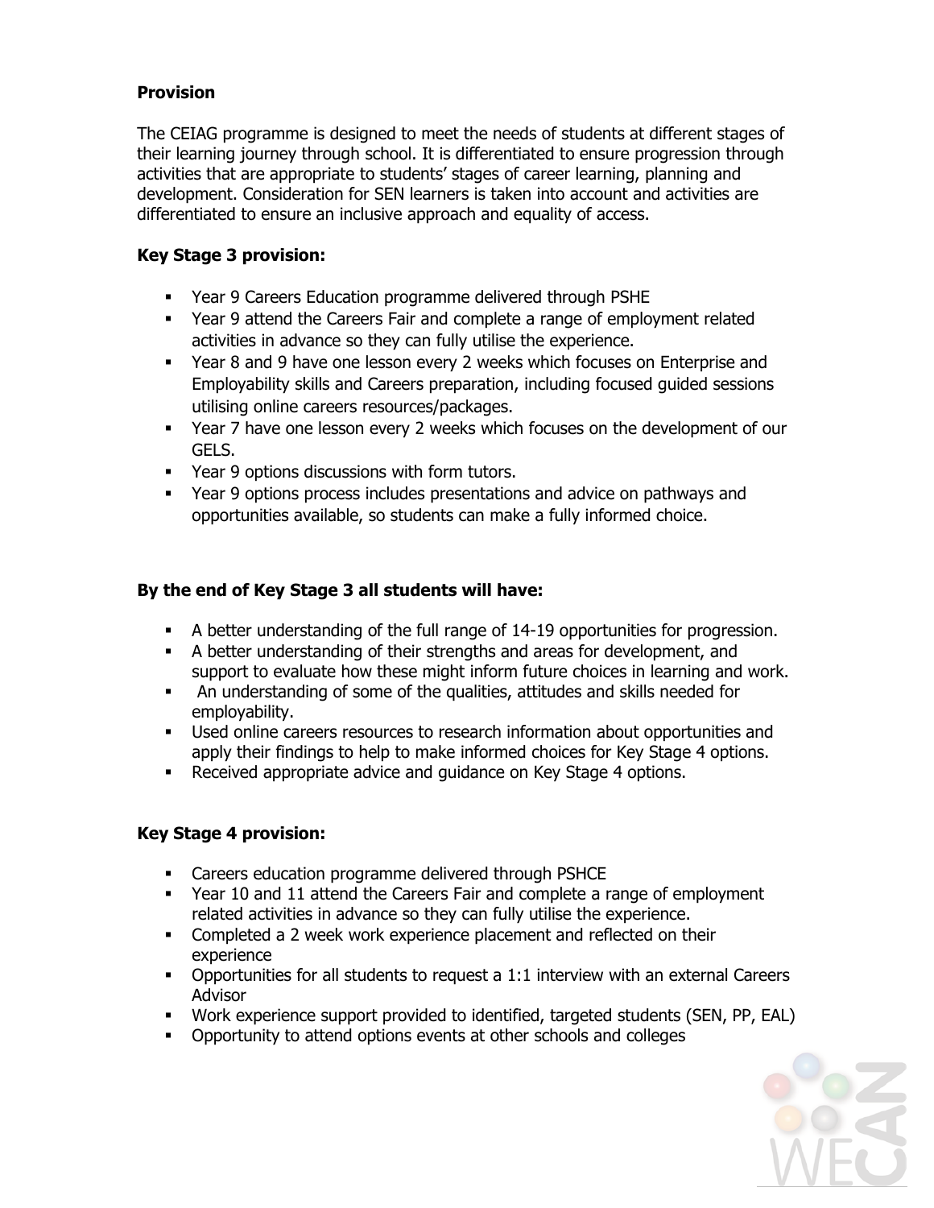**Provision**

The CEIAG programme is designed to meet the needs of students at different stages of their learning journey through school. It is differentiated to ensure progression through activities that are appropriate to students' stages of career learning, planning and development. Consideration for SEN learners is taken into account and activities are differentiated to ensure an inclusive approach and equality of access.

**Key Stage 3 provision:**

- Year 9 Careers Education programme delivered through PSHE
- Year 9 attend the Careers Fair and complete a range of employment related activities in advance so they can fully utilise the experience.
- Year 8 and 9 have one lesson every 2 weeks which focuses on Enterprise and Employability skills and Careers preparation, including focused guided sessions utilising online careers resources/packages.
- Year 7 have one lesson every 2 weeks which focuses on the development of our GELS.
- Year 9 options discussions with form tutors.
- Year 9 options process includes presentations and advice on pathways and opportunities available, so students can make a fully informed choice.

**By the end of Key Stage 3 all students will have:**

- A better understanding of the full range of 14-19 opportunities for progression.
- A better understanding of their strengths and areas for development, and support to evaluate how these might inform future choices in learning and work.
- An understanding of some of the qualities, attitudes and skills needed for employability.
- Used online careers resources to research information about opportunities and apply their findings to help to make informed choices for Key Stage 4 options.
- Received appropriate advice and guidance on Key Stage 4 options.

**Key Stage 4 provision:**

- Careers education programme delivered through PSHCE
- Year 10 and 11 attend the Careers Fair and complete a range of employment related activities in advance so they can fully utilise the experience.
- Completed a 2 week work experience placement and reflected on their experience
- Opportunities for all students to request a 1:1 interview with an external Careers Advisor
- Work experience support provided to identified, targeted students (SEN, PP, EAL)
- Opportunity to attend options events at other schools and colleges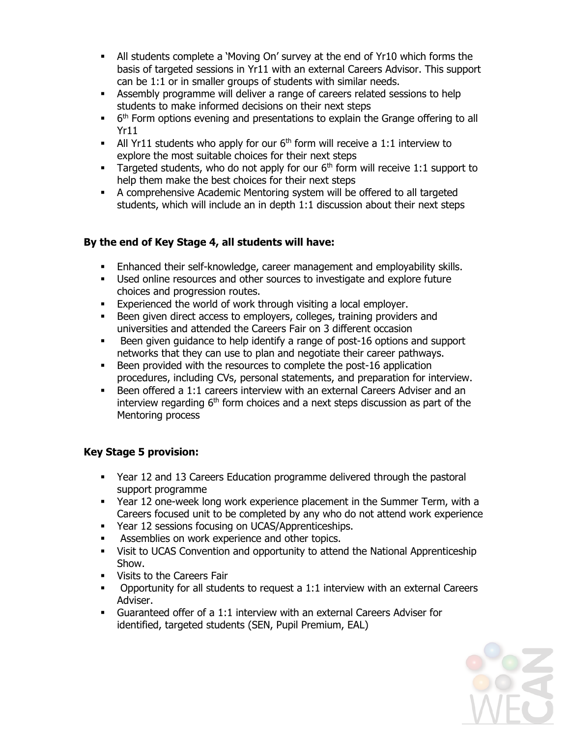- All students complete a 'Moving On' survey at the end of Yr10 which forms the basis of targeted sessions in Yr11 with an external Careers Advisor. This support can be 1:1 or in smaller groups of students with similar needs.
- Assembly programme will deliver a range of careers related sessions to help students to make informed decisions on their next steps
- 6th Form options evening and presentations to explain the Grange offering to all Yr11
- All Yr11 students who apply for our 6th form will receive a 1:1 interview to explore the most suitable choices for their next steps
- Targeted students, who do not apply for our 6th form will receive 1:1 support to help them make the best choices for their next steps
- A comprehensive Academic Mentoring system will be offered to all targeted students, which will include an in depth 1:1 discussion about their next steps

**By the end of Key Stage 4, all students will have:**

- Enhanced their self-knowledge, career management and employability skills.
- Used online resources and other sources to investigate and explore future choices and progression routes.
- Experienced the world of work through visiting a local employer.
- Been given direct access to employers, colleges, training providers and universities and attended the Careers Fair on 3 different occasion
- Been given guidance to help identify a range of post-16 options and support networks that they can use to plan and negotiate their career pathways.
- Been provided with the resources to complete the post-16 application procedures, including CVs, personal statements, and preparation for interview.
- Been offered a 1:1 careers interview with an external Careers Adviser and an interview regarding 6th form choices and a next steps discussion as part of the Mentoring process

**Key Stage 5 provision:**

- Year 12 and 13 Careers Education programme delivered through the pastoral support programme
- Year 12 one-week long work experience placement in the Summer Term, with a Careers focused unit to be completed by any who do not attend work experience
- Year 12 sessions focusing on UCAS/Apprenticeships.
- Assemblies on work experience and other topics.
- Visit to UCAS Convention and opportunity to attend the National Apprenticeship Show.
- Visits to the Careers Fair
- Opportunity for all students to request a 1:1 interview with an external Careers Adviser.
- Guaranteed offer of a 1:1 interview with an external Careers Adviser for identified, targeted students (SEN, Pupil Premium, EAL)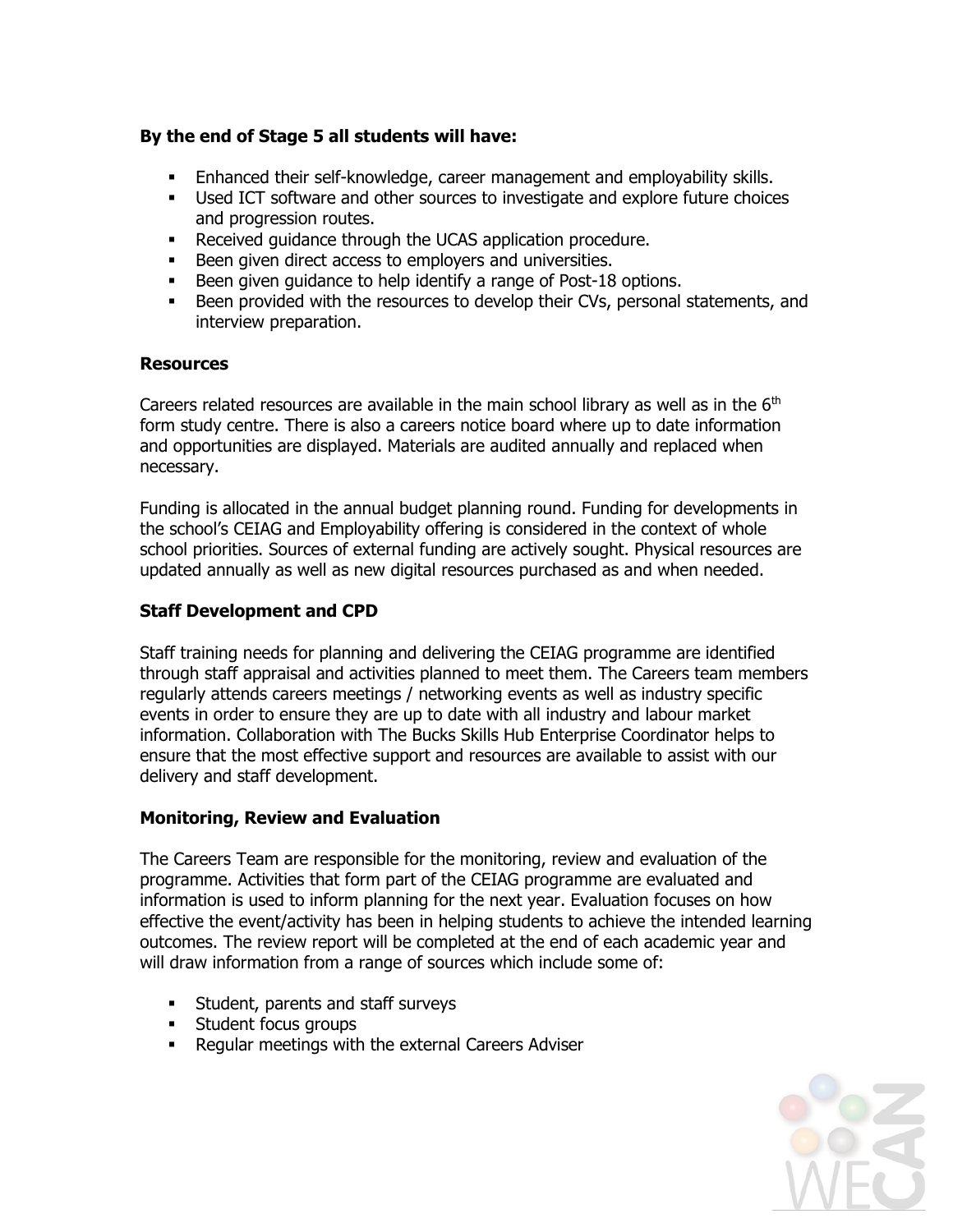**By the end of Stage 5 all students will have:**

- Enhanced their self-knowledge, career management and employability skills.
- Used ICT software and other sources to investigate and explore future choices and progression routes.
- Received guidance through the UCAS application procedure.
- Been given direct access to employers and universities.
- Been given guidance to help identify a range of Post-18 options.
- Been provided with the resources to develop their CVs, personal statements, and interview preparation.

**Resources**

Careers related resources are available in the main school library as well as in the 6th form study centre. There is also a careers notice board where up to date information and opportunities are displayed. Materials are audited annually and replaced when necessary.

Funding is allocated in the annual budget planning round. Funding for developments in the school's CEIAG and Employability offering is considered in the context of whole school priorities. Sources of external funding are actively sought. Physical resources are updated annually as well as new digital resources purchased as and when needed.

**Staff Development and CPD**

Staff training needs for planning and delivering the CEIAG programme are identified through staff appraisal and activities planned to meet them. The Careers team members regularly attends careers meetings / networking events as well as industry specific events in order to ensure they are up to date with all industry and labour market information. Collaboration with The Bucks Skills Hub Enterprise Coordinator helps to ensure that the most effective support and resources are available to assist with our delivery and staff development.

**Monitoring, Review and Evaluation**

The Careers Team are responsible for the monitoring, review and evaluation of the programme. Activities that form part of the CEIAG programme are evaluated and information is used to inform planning for the next year. Evaluation focuses on how effective the event/activity has been in helping students to achieve the intended learning outcomes. The review report will be completed at the end of each academic year and will draw information from a range of sources which include some of:

- Student, parents and staff surveys
- Student focus groups
- Regular meetings with the external Careers Adviser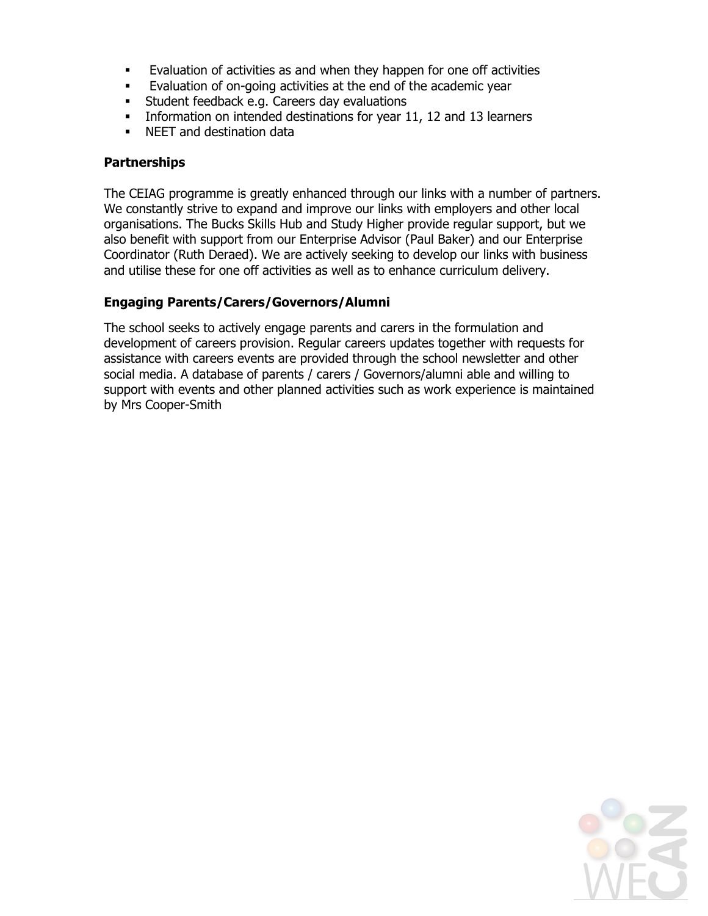- Evaluation of activities as and when they happen for one off activities
- Evaluation of on-going activities at the end of the academic year
- Student feedback e.g. Careers day evaluations
- Information on intended destinations for year 11, 12 and 13 learners
- NEET and destination data

### Partnerships

The CEIAG programme is greatly enhanced through our links with a number of partners. We constantly strive to expand and improve our links with employers and other local organisations. The Bucks Skills Hub and Study Higher provide regular support, but we also benefit with support from our Enterprise Advisor (Paul Baker) and our Enterprise Coordinator (Ruth Deraed). We are actively seeking to develop our links with business and utilise these for one off activities as well as to enhance curriculum delivery.

### Engaging Parents/Carers/Governors/Alumni

The school seeks to actively engage parents and carers in the formulation and development of careers provision. Regular careers updates together with requests for assistance with careers events are provided through the school newsletter and other social media. A database of parents / carers / Governors/alumni able and willing to support with events and other planned activities such as work experience is maintained by Mrs Cooper-Smith